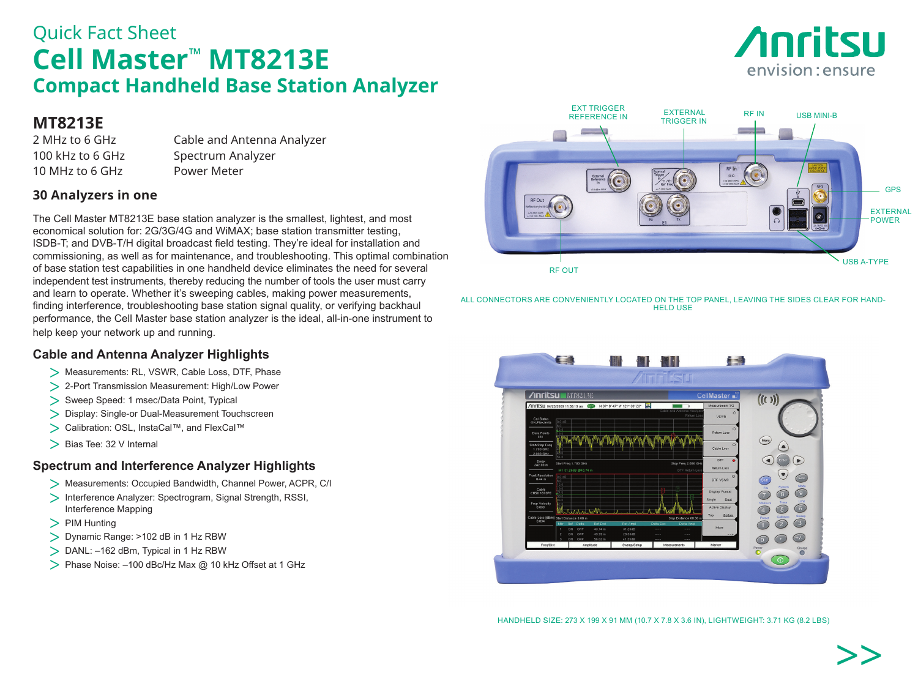Quick Fact Sheet

# Cell Master™ MT8213E

## Compact Handheld Base Station Analyzer

## MT8213E

| | |
|---|---|
| 2 MHz to 6 GHz | Cable and Antenna Analyzer |
| 100 kHz to 6 GHz | Spectrum Analyzer |
| 10 MHz to 6 GHz | Power Meter |

### 30 Analyzers in one

The Cell Master MT8213E base station analyzer is the smallest, lightest, and most economical solution for: 2G/3G/4G and WiMAX; base station transmitter testing, ISDB-T; and DVB-T/H digital broadcast field testing. They're ideal for installation and commissioning, as well as for maintenance, and troubleshooting. This optimal combination of base station test capabilities in one handheld device eliminates the need for several independent test instruments, thereby reducing the number of tools the user must carry and learn to operate. Whether it's sweeping cables, making power measurements, finding interference, troubleshooting base station signal quality, or verifying backhaul performance, the Cell Master base station analyzer is the ideal, all-in-one instrument to help keep your network up and running.

### Cable and Antenna Analyzer Highlights

- Measurements: RL, VSWR, Cable Loss, DTF, Phase
- 2-Port Transmission Measurement: High/Low Power
- Sweep Speed: 1 msec/Data Point, Typical
- Display: Single-or Dual-Measurement Touchscreen
- Calibration: OSL, InstaCal™, and FlexCal™
- Bias Tee: 32 V Internal

### Spectrum and Interference Analyzer Highlights

- Measurements: Occupied Bandwidth, Channel Power, ACPR, C/I
- Interference Analyzer: Spectrogram, Signal Strength, RSSI, Interference Mapping
- PIM Hunting
- Dynamic Range: >102 dB in 1 Hz RBW
- DANL: –162 dBm, Typical in 1 Hz RBW
- Phase Noise: –100 dBc/Hz Max @ 10 kHz Offset at 1 GHz

EXT TRIGGER REFERENCE IN · EXTERNAL TRIGGER IN · RF IN · USB MINI-B · GPS · EXTERNAL POWER · USB A-TYPE · RF OUT

ALL CONNECTORS ARE CONVENIENTLY LOCATED ON THE TOP PANEL, LEAVING THE SIDES CLEAR FOR HAND-HELD USE

HANDHELD SIZE: 273 X 199 X 91 MM (10.7 X 7.8 X 3.6 IN), LIGHTWEIGHT: 3.71 KG (8.2 LBS)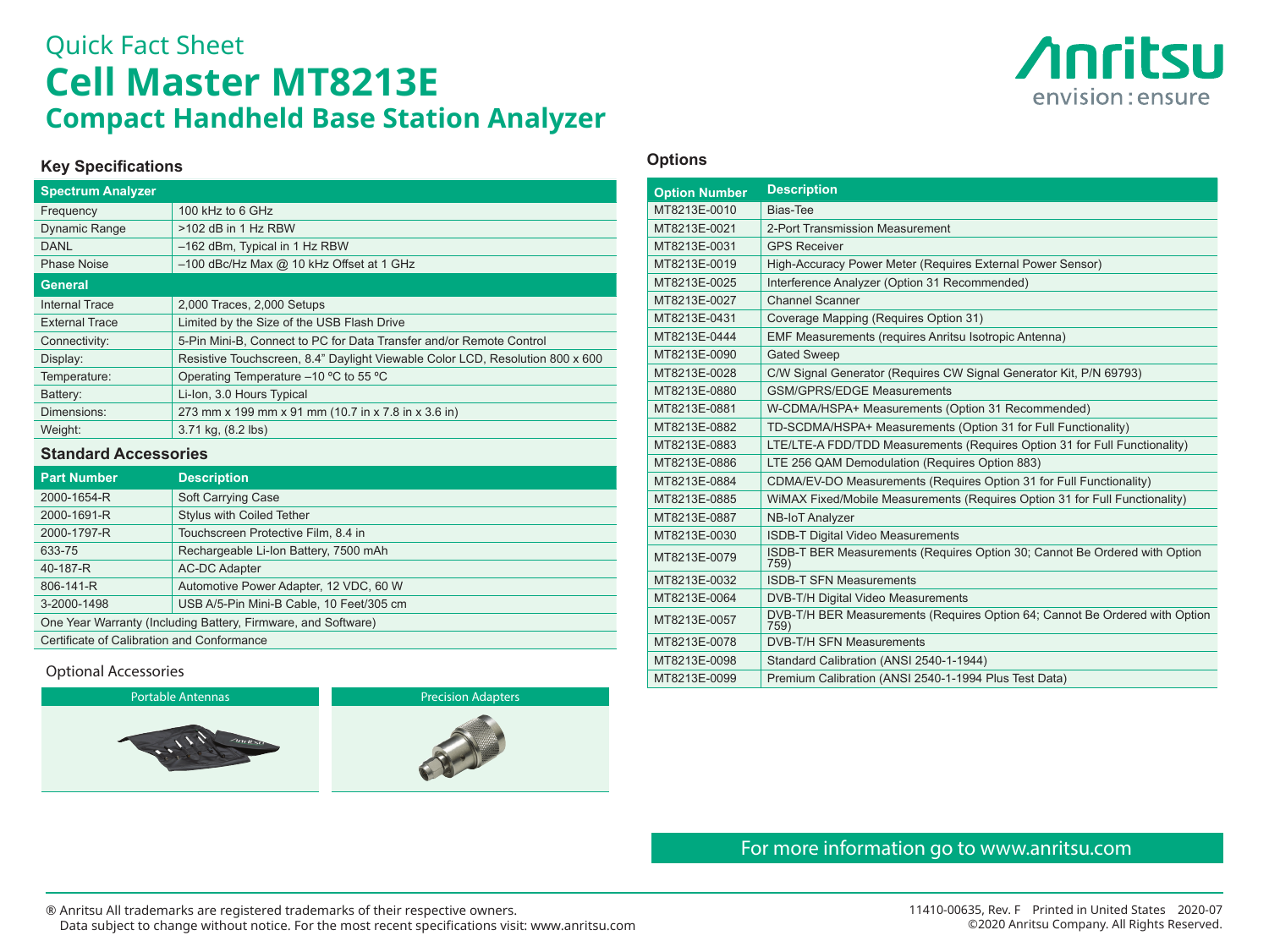# Quick Fact Sheet
# Cell Master MT8213E
## Compact Handheld Base Station Analyzer

### Key Specifications

| Spectrum Analyzer | |
|---|---|
| Frequency | 100 kHz to 6 GHz |
| Dynamic Range | >102 dB in 1 Hz RBW |
| DANL | –162 dBm, Typical in 1 Hz RBW |
| Phase Noise | –100 dBc/Hz Max @ 10 kHz Offset at 1 GHz |
| **General** | |
| Internal Trace | 2,000 Traces, 2,000 Setups |
| External Trace | Limited by the Size of the USB Flash Drive |
| Connectivity: | 5-Pin Mini-B, Connect to PC for Data Transfer and/or Remote Control |
| Display: | Resistive Touchscreen, 8.4" Daylight Viewable Color LCD, Resolution 800 x 600 |
| Temperature: | Operating Temperature –10 ºC to 55 ºC |
| Battery: | Li-Ion, 3.0 Hours Typical |
| Dimensions: | 273 mm x 199 mm x 91 mm (10.7 in x 7.8 in x 3.6 in) |
| Weight: | 3.71 kg, (8.2 lbs) |

### Standard Accessories

| Part Number | Description |
|---|---|
| 2000-1654-R | Soft Carrying Case |
| 2000-1691-R | Stylus with Coiled Tether |
| 2000-1797-R | Touchscreen Protective Film, 8.4 in |
| 633-75 | Rechargeable Li-Ion Battery, 7500 mAh |
| 40-187-R | AC-DC Adapter |
| 806-141-R | Automotive Power Adapter, 12 VDC, 60 W |
| 3-2000-1498 | USB A/5-Pin Mini-B Cable, 10 Feet/305 cm |
| One Year Warranty (Including Battery, Firmware, and Software) | |
| Certificate of Calibration and Conformance | |

### Optional Accessories

Portable Antennas

Precision Adapters

### Options

| Option Number | Description |
|---|---|
| MT8213E-0010 | Bias-Tee |
| MT8213E-0021 | 2-Port Transmission Measurement |
| MT8213E-0031 | GPS Receiver |
| MT8213E-0019 | High-Accuracy Power Meter (Requires External Power Sensor) |
| MT8213E-0025 | Interference Analyzer (Option 31 Recommended) |
| MT8213E-0027 | Channel Scanner |
| MT8213E-0431 | Coverage Mapping (Requires Option 31) |
| MT8213E-0444 | EMF Measurements (requires Anritsu Isotropic Antenna) |
| MT8213E-0090 | Gated Sweep |
| MT8213E-0028 | C/W Signal Generator (Requires CW Signal Generator Kit, P/N 69793) |
| MT8213E-0880 | GSM/GPRS/EDGE Measurements |
| MT8213E-0881 | W-CDMA/HSPA+ Measurements (Option 31 Recommended) |
| MT8213E-0882 | TD-SCDMA/HSPA+ Measurements (Option 31 for Full Functionality) |
| MT8213E-0883 | LTE/LTE-A FDD/TDD Measurements (Requires Option 31 for Full Functionality) |
| MT8213E-0886 | LTE 256 QAM Demodulation (Requires Option 883) |
| MT8213E-0884 | CDMA/EV-DO Measurements (Requires Option 31 for Full Functionality) |
| MT8213E-0885 | WiMAX Fixed/Mobile Measurements (Requires Option 31 for Full Functionality) |
| MT8213E-0887 | NB-IoT Analyzer |
| MT8213E-0030 | ISDB-T Digital Video Measurements |
| MT8213E-0079 | ISDB-T BER Measurements (Requires Option 30; Cannot Be Ordered with Option 759) |
| MT8213E-0032 | ISDB-T SFN Measurements |
| MT8213E-0064 | DVB-T/H Digital Video Measurements |
| MT8213E-0057 | DVB-T/H BER Measurements (Requires Option 64; Cannot Be Ordered with Option 759) |
| MT8213E-0078 | DVB-T/H SFN Measurements |
| MT8213E-0098 | Standard Calibration (ANSI 2540-1-1944) |
| MT8213E-0099 | Premium Calibration (ANSI 2540-1-1994 Plus Test Data) |

For more information go to www.anritsu.com

® Anritsu All trademarks are registered trademarks of their respective owners.
Data subject to change without notice. For the most recent specifications visit: www.anritsu.com

11410-00635, Rev. F Printed in United States 2020-07
©2020 Anritsu Company. All Rights Reserved.